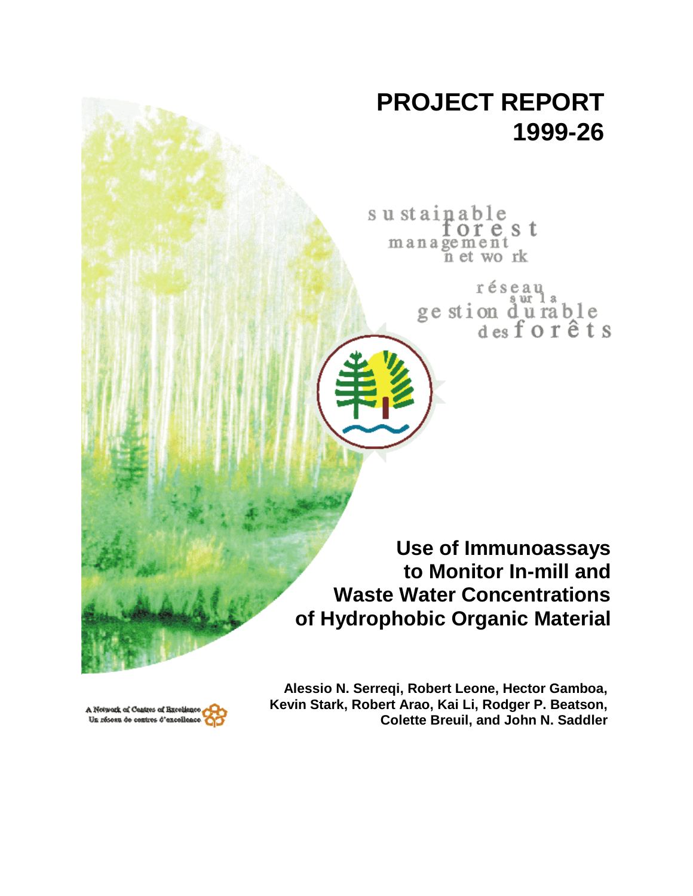# PROJECT REPORT 1999-26

sustainable forest management network

réseau sur la gestion durable des forêts

## Use of Immunoassays to Monitor In-mill and Waste Water Concentrations of Hydrophobic Organic Material

**Alessio N. Serreqi, Robert Leone, Hector Gamboa, Kevin Stark, Robert Arao, Kai Li, Rodger P. Beatson, Colette Breuil, and John N. Saddler**

A Network of Centres of Excellence
Un réseau de centres d'excellence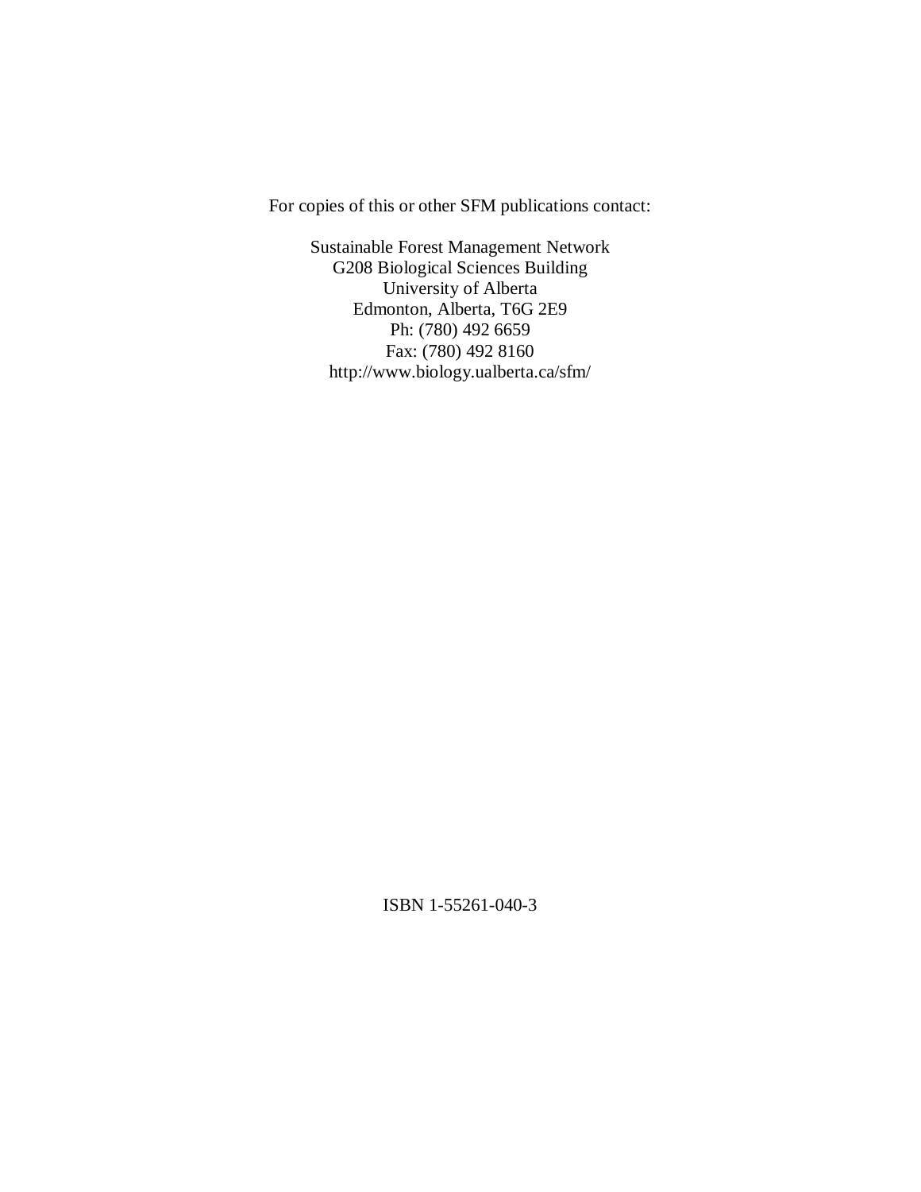For copies of this or other SFM publications contact:

Sustainable Forest Management Network
G208 Biological Sciences Building
University of Alberta
Edmonton, Alberta, T6G 2E9
Ph: (780) 492 6659
Fax: (780) 492 8160
http://www.biology.ualberta.ca/sfm/

ISBN 1-55261-040-3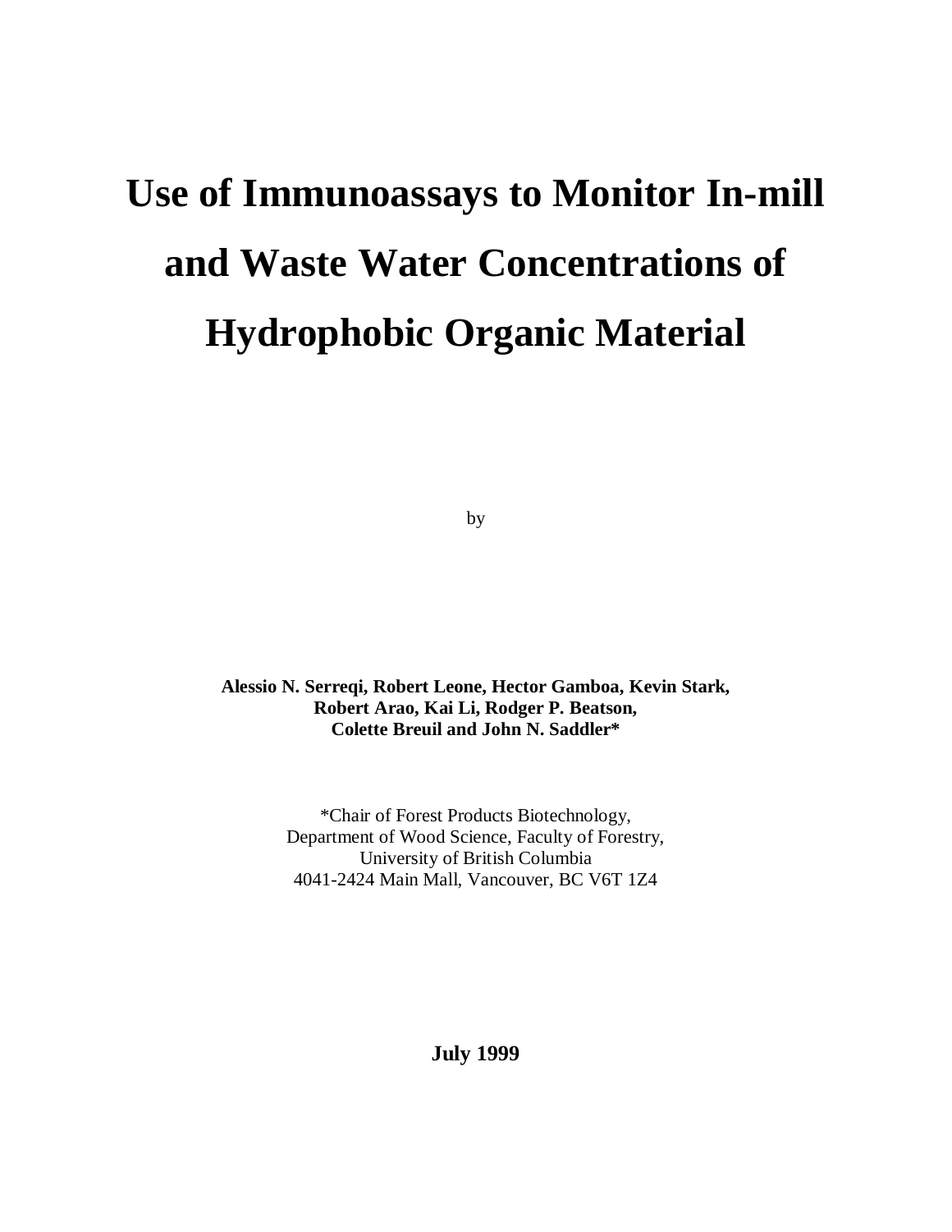# Use of Immunoassays to Monitor In-mill and Waste Water Concentrations of Hydrophobic Organic Material

by

**Alessio N. Serreqi, Robert Leone, Hector Gamboa, Kevin Stark, Robert Arao, Kai Li, Rodger P. Beatson, Colette Breuil and John N. Saddler***

*Chair of Forest Products Biotechnology,
Department of Wood Science, Faculty of Forestry,
University of British Columbia
4041-2424 Main Mall, Vancouver, BC V6T 1Z4

**July 1999**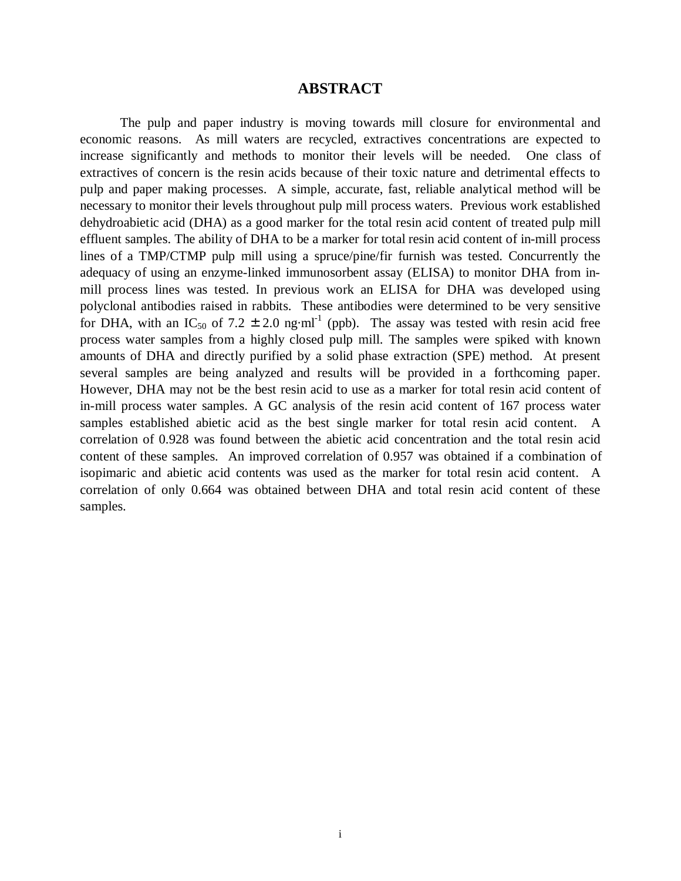# ABSTRACT

The pulp and paper industry is moving towards mill closure for environmental and economic reasons. As mill waters are recycled, extractives concentrations are expected to increase significantly and methods to monitor their levels will be needed. One class of extractives of concern is the resin acids because of their toxic nature and detrimental effects to pulp and paper making processes. A simple, accurate, fast, reliable analytical method will be necessary to monitor their levels throughout pulp mill process waters. Previous work established dehydroabietic acid (DHA) as a good marker for the total resin acid content of treated pulp mill effluent samples. The ability of DHA to be a marker for total resin acid content of in-mill process lines of a TMP/CTMP pulp mill using a spruce/pine/fir furnish was tested. Concurrently the adequacy of using an enzyme-linked immunosorbent assay (ELISA) to monitor DHA from in-mill process lines was tested. In previous work an ELISA for DHA was developed using polyclonal antibodies raised in rabbits. These antibodies were determined to be very sensitive for DHA, with an $IC_{50}$ of $7.2 \pm 2.0$ $ng \cdot ml^{-1}$ (ppb). The assay was tested with resin acid free process water samples from a highly closed pulp mill. The samples were spiked with known amounts of DHA and directly purified by a solid phase extraction (SPE) method. At present several samples are being analyzed and results will be provided in a forthcoming paper. However, DHA may not be the best resin acid to use as a marker for total resin acid content of in-mill process water samples. A GC analysis of the resin acid content of 167 process water samples established abietic acid as the best single marker for total resin acid content. A correlation of 0.928 was found between the abietic acid concentration and the total resin acid content of these samples. An improved correlation of 0.957 was obtained if a combination of isopimaric and abietic acid contents was used as the marker for total resin acid content. A correlation of only 0.664 was obtained between DHA and total resin acid content of these samples.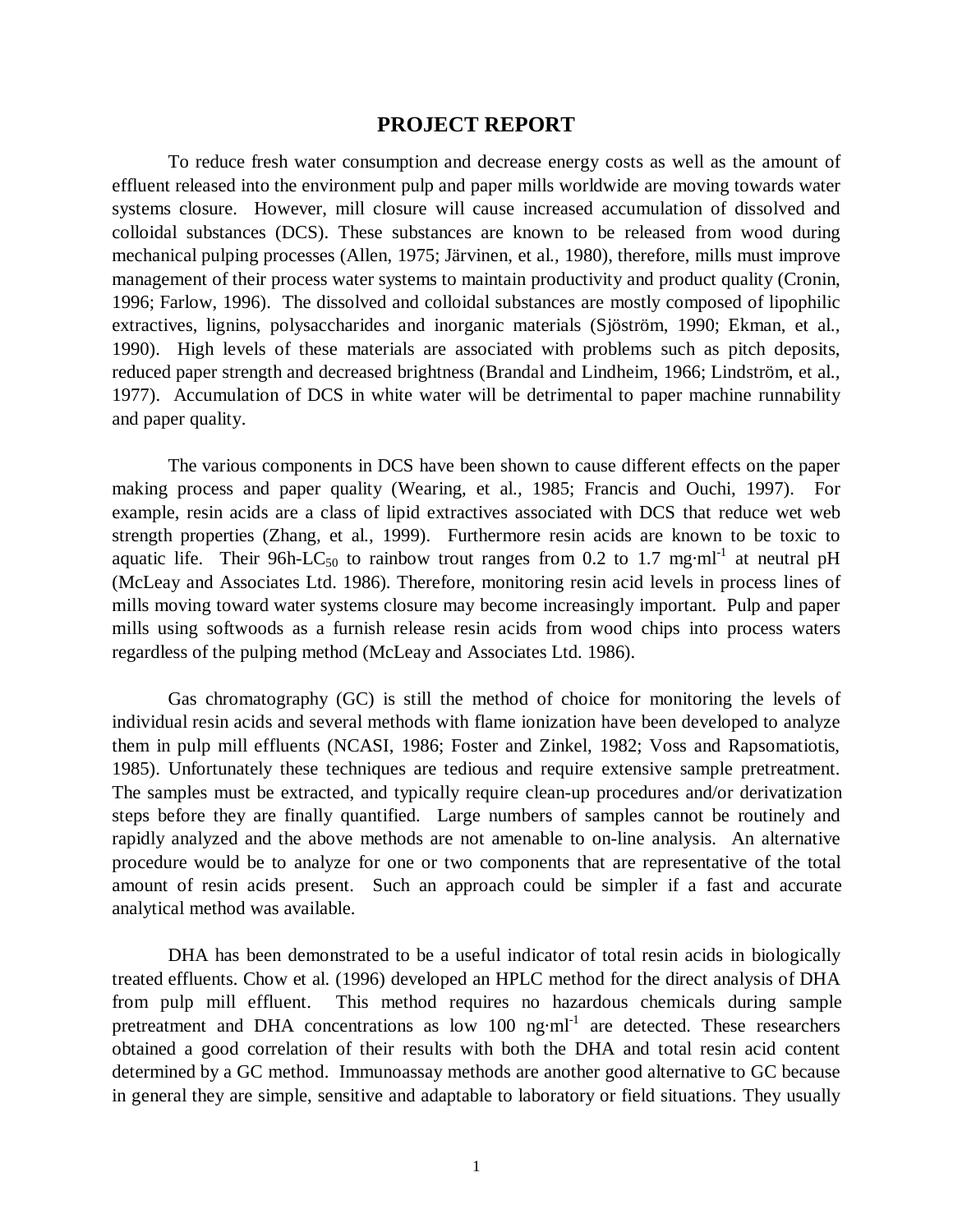# PROJECT REPORT

To reduce fresh water consumption and decrease energy costs as well as the amount of effluent released into the environment pulp and paper mills worldwide are moving towards water systems closure. However, mill closure will cause increased accumulation of dissolved and colloidal substances (DCS). These substances are known to be released from wood during mechanical pulping processes (Allen, 1975; Järvinen, et al., 1980), therefore, mills must improve management of their process water systems to maintain productivity and product quality (Cronin, 1996; Farlow, 1996). The dissolved and colloidal substances are mostly composed of lipophilic extractives, lignins, polysaccharides and inorganic materials (Sjöström, 1990; Ekman, et al., 1990). High levels of these materials are associated with problems such as pitch deposits, reduced paper strength and decreased brightness (Brandal and Lindheim, 1966; Lindström, et al., 1977). Accumulation of DCS in white water will be detrimental to paper machine runnability and paper quality.

The various components in DCS have been shown to cause different effects on the paper making process and paper quality (Wearing, et al., 1985; Francis and Ouchi, 1997). For example, resin acids are a class of lipid extractives associated with DCS that reduce wet web strength properties (Zhang, et al., 1999). Furthermore resin acids are known to be toxic to aquatic life. Their 96h-$LC_{50}$ to rainbow trout ranges from 0.2 to 1.7 $mg{\cdot}ml^{-1}$ at neutral pH (McLeay and Associates Ltd. 1986). Therefore, monitoring resin acid levels in process lines of mills moving toward water systems closure may become increasingly important. Pulp and paper mills using softwoods as a furnish release resin acids from wood chips into process waters regardless of the pulping method (McLeay and Associates Ltd. 1986).

Gas chromatography (GC) is still the method of choice for monitoring the levels of individual resin acids and several methods with flame ionization have been developed to analyze them in pulp mill effluents (NCASI, 1986; Foster and Zinkel, 1982; Voss and Rapsomatiotis, 1985). Unfortunately these techniques are tedious and require extensive sample pretreatment. The samples must be extracted, and typically require clean-up procedures and/or derivatization steps before they are finally quantified. Large numbers of samples cannot be routinely and rapidly analyzed and the above methods are not amenable to on-line analysis. An alternative procedure would be to analyze for one or two components that are representative of the total amount of resin acids present. Such an approach could be simpler if a fast and accurate analytical method was available.

DHA has been demonstrated to be a useful indicator of total resin acids in biologically treated effluents. Chow et al. (1996) developed an HPLC method for the direct analysis of DHA from pulp mill effluent. This method requires no hazardous chemicals during sample pretreatment and DHA concentrations as low 100 $ng{\cdot}ml^{-1}$ are detected. These researchers obtained a good correlation of their results with both the DHA and total resin acid content determined by a GC method. Immunoassay methods are another good alternative to GC because in general they are simple, sensitive and adaptable to laboratory or field situations. They usually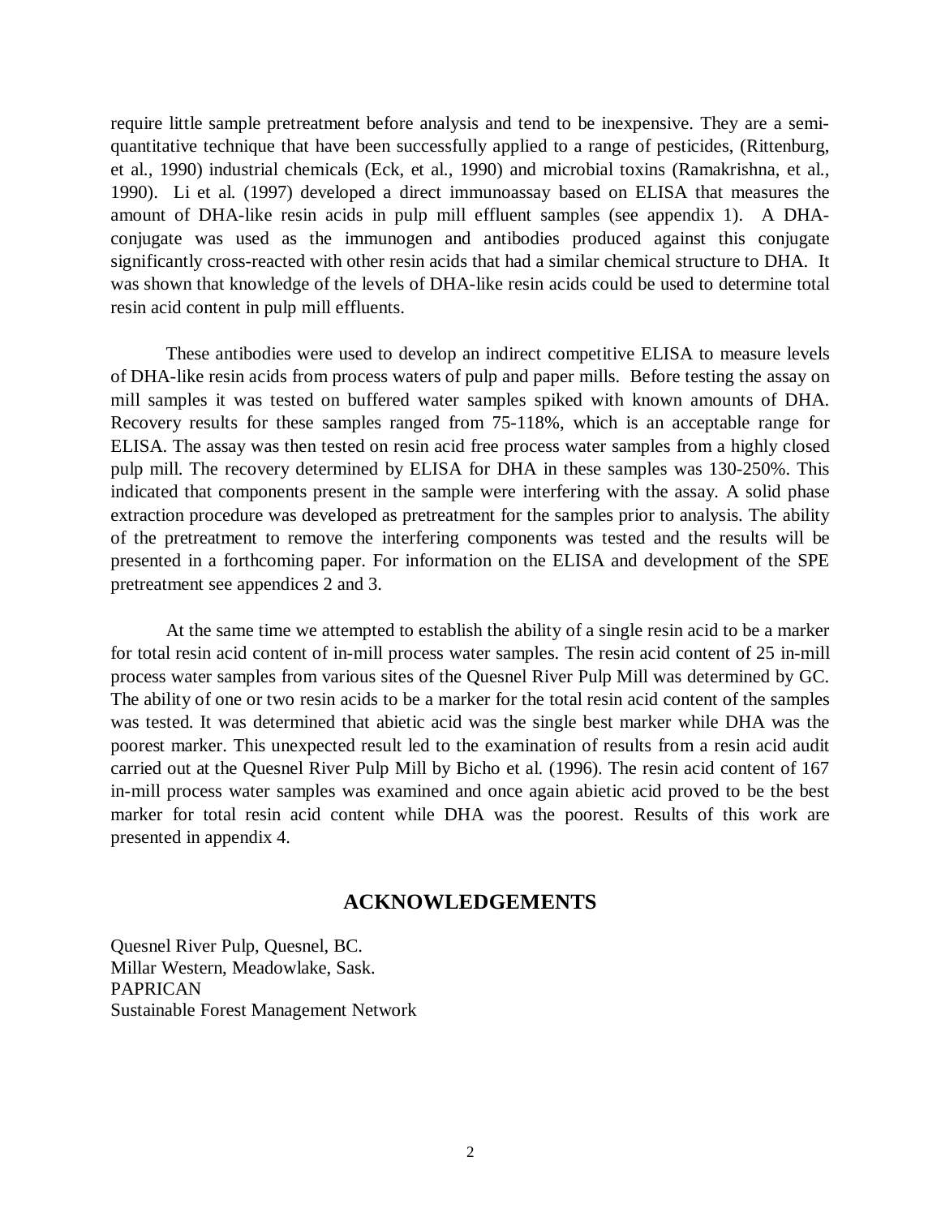require little sample pretreatment before analysis and tend to be inexpensive. They are a semi-quantitative technique that have been successfully applied to a range of pesticides, (Rittenburg, et al., 1990) industrial chemicals (Eck, et al., 1990) and microbial toxins (Ramakrishna, et al., 1990). Li et al. (1997) developed a direct immunoassay based on ELISA that measures the amount of DHA-like resin acids in pulp mill effluent samples (see appendix 1). A DHA-conjugate was used as the immunogen and antibodies produced against this conjugate significantly cross-reacted with other resin acids that had a similar chemical structure to DHA. It was shown that knowledge of the levels of DHA-like resin acids could be used to determine total resin acid content in pulp mill effluents.

These antibodies were used to develop an indirect competitive ELISA to measure levels of DHA-like resin acids from process waters of pulp and paper mills. Before testing the assay on mill samples it was tested on buffered water samples spiked with known amounts of DHA. Recovery results for these samples ranged from 75-118%, which is an acceptable range for ELISA. The assay was then tested on resin acid free process water samples from a highly closed pulp mill. The recovery determined by ELISA for DHA in these samples was 130-250%. This indicated that components present in the sample were interfering with the assay. A solid phase extraction procedure was developed as pretreatment for the samples prior to analysis. The ability of the pretreatment to remove the interfering components was tested and the results will be presented in a forthcoming paper. For information on the ELISA and development of the SPE pretreatment see appendices 2 and 3.

At the same time we attempted to establish the ability of a single resin acid to be a marker for total resin acid content of in-mill process water samples. The resin acid content of 25 in-mill process water samples from various sites of the Quesnel River Pulp Mill was determined by GC. The ability of one or two resin acids to be a marker for the total resin acid content of the samples was tested. It was determined that abietic acid was the single best marker while DHA was the poorest marker. This unexpected result led to the examination of results from a resin acid audit carried out at the Quesnel River Pulp Mill by Bicho et al. (1996). The resin acid content of 167 in-mill process water samples was examined and once again abietic acid proved to be the best marker for total resin acid content while DHA was the poorest. Results of this work are presented in appendix 4.

## ACKNOWLEDGEMENTS

Quesnel River Pulp, Quesnel, BC.
Millar Western, Meadowlake, Sask.
PAPRICAN
Sustainable Forest Management Network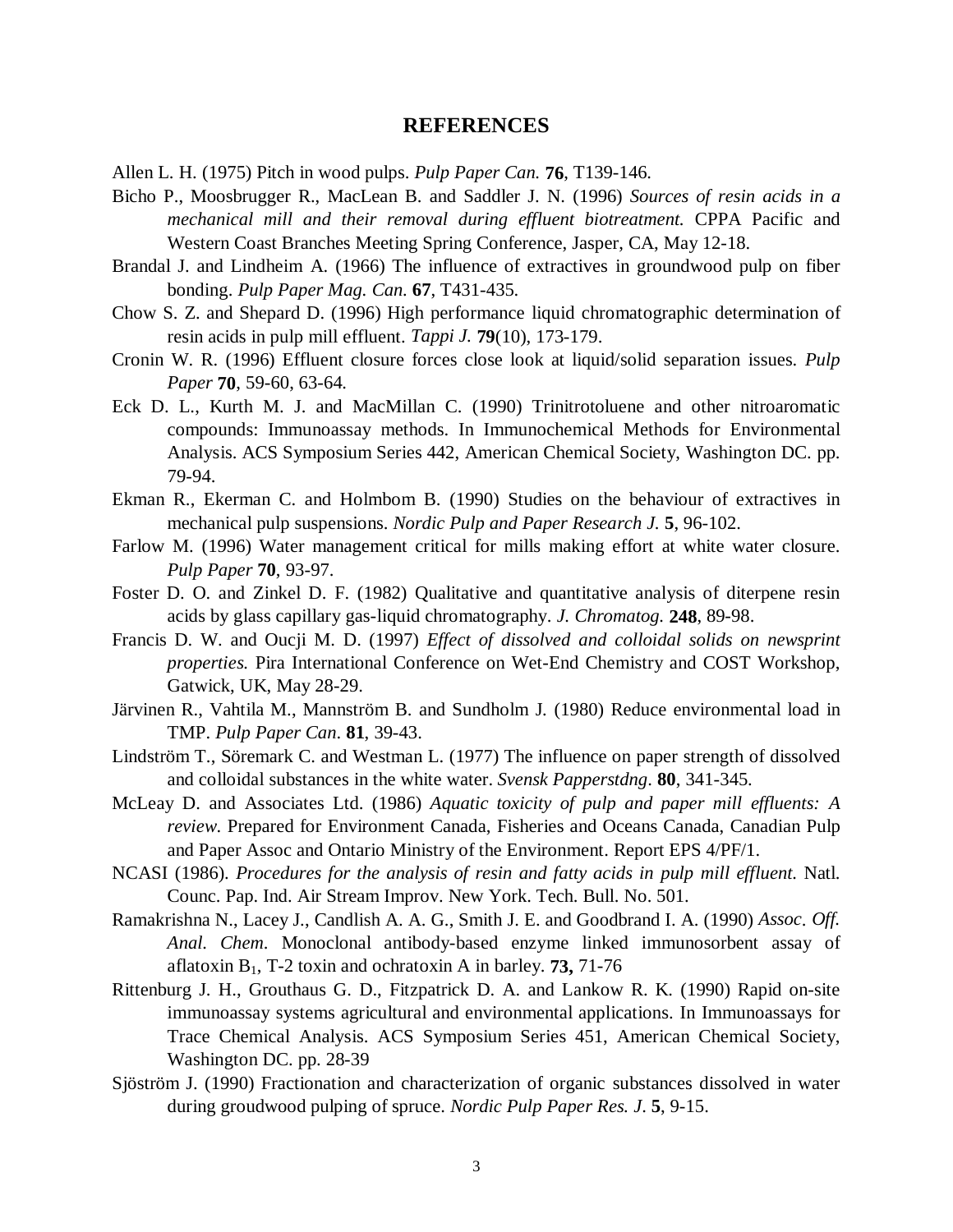## REFERENCES

Allen L. H. (1975) Pitch in wood pulps. *Pulp Paper Can.* **76**, T139-146.

Bicho P., Moosbrugger R., MacLean B. and Saddler J. N. (1996) *Sources of resin acids in a mechanical mill and their removal during effluent biotreatment.* CPPA Pacific and Western Coast Branches Meeting Spring Conference, Jasper, CA, May 12-18.

Brandal J. and Lindheim A. (1966) The influence of extractives in groundwood pulp on fiber bonding. *Pulp Paper Mag. Can.* **67**, T431-435.

Chow S. Z. and Shepard D. (1996) High performance liquid chromatographic determination of resin acids in pulp mill effluent. *Tappi J.* **79**(10), 173-179.

Cronin W. R. (1996) Effluent closure forces close look at liquid/solid separation issues. *Pulp Paper* **70**, 59-60, 63-64.

Eck D. L., Kurth M. J. and MacMillan C. (1990) Trinitrotoluene and other nitroaromatic compounds: Immunoassay methods. In Immunochemical Methods for Environmental Analysis. ACS Symposium Series 442, American Chemical Society, Washington DC. pp. 79-94.

Ekman R., Ekerman C. and Holmbom B. (1990) Studies on the behaviour of extractives in mechanical pulp suspensions. *Nordic Pulp and Paper Research J.* **5**, 96-102.

Farlow M. (1996) Water management critical for mills making effort at white water closure. *Pulp Paper* **70**, 93-97.

Foster D. O. and Zinkel D. F. (1982) Qualitative and quantitative analysis of diterpene resin acids by glass capillary gas-liquid chromatography. *J. Chromatog.* **248**, 89-98.

Francis D. W. and Oucji M. D. (1997) *Effect of dissolved and colloidal solids on newsprint properties.* Pira International Conference on Wet-End Chemistry and COST Workshop, Gatwick, UK, May 28-29.

Järvinen R., Vahtila M., Mannström B. and Sundholm J. (1980) Reduce environmental load in TMP. *Pulp Paper Can*. **81**, 39-43.

Lindström T., Söremark C. and Westman L. (1977) The influence on paper strength of dissolved and colloidal substances in the white water. *Svensk Papperstdng*. **80**, 341-345.

McLeay D. and Associates Ltd. (1986) *Aquatic toxicity of pulp and paper mill effluents: A review.* Prepared for Environment Canada, Fisheries and Oceans Canada, Canadian Pulp and Paper Assoc and Ontario Ministry of the Environment. Report EPS 4/PF/1.

NCASI (1986). *Procedures for the analysis of resin and fatty acids in pulp mill effluent.* Natl. Counc. Pap. Ind. Air Stream Improv. New York. Tech. Bull. No. 501.

Ramakrishna N., Lacey J., Candlish A. A. G., Smith J. E. and Goodbrand I. A. (1990) *Assoc. Off. Anal. Chem*. Monoclonal antibody-based enzyme linked immunosorbent assay of aflatoxin $B_1$, T-2 toxin and ochratoxin A in barley. **73,** 71-76

Rittenburg J. H., Grouthaus G. D., Fitzpatrick D. A. and Lankow R. K. (1990) Rapid on-site immunoassay systems agricultural and environmental applications. In Immunoassays for Trace Chemical Analysis. ACS Symposium Series 451, American Chemical Society, Washington DC. pp. 28-39

Sjöström J. (1990) Fractionation and characterization of organic substances dissolved in water during groudwood pulping of spruce. *Nordic Pulp Paper Res. J.* **5**, 9-15.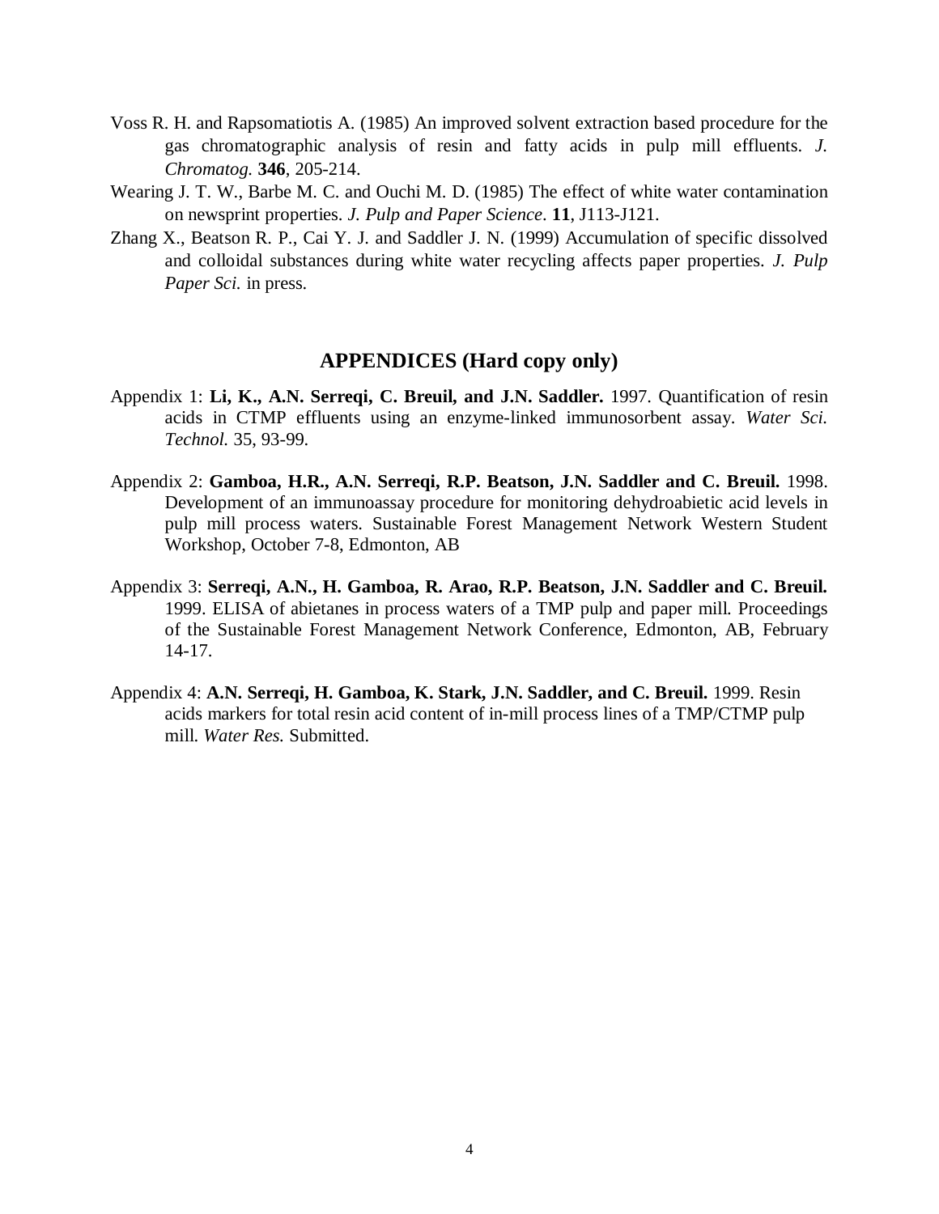Voss R. H. and Rapsomatiotis A. (1985) An improved solvent extraction based procedure for the gas chromatographic analysis of resin and fatty acids in pulp mill effluents. *J. Chromatog.* **346**, 205-214.

Wearing J. T. W., Barbe M. C. and Ouchi M. D. (1985) The effect of white water contamination on newsprint properties. *J. Pulp and Paper Science*. **11**, J113-J121.

Zhang X., Beatson R. P., Cai Y. J. and Saddler J. N. (1999) Accumulation of specific dissolved and colloidal substances during white water recycling affects paper properties. *J. Pulp Paper Sci.* in press.

## APPENDICES (Hard copy only)

Appendix 1: **Li, K., A.N. Serreqi, C. Breuil, and J.N. Saddler.** 1997. Quantification of resin acids in CTMP effluents using an enzyme-linked immunosorbent assay. *Water Sci. Technol.* 35, 93-99.

Appendix 2: **Gamboa, H.R., A.N. Serreqi, R.P. Beatson, J.N. Saddler and C. Breuil.** 1998. Development of an immunoassay procedure for monitoring dehydroabietic acid levels in pulp mill process waters. Sustainable Forest Management Network Western Student Workshop, October 7-8, Edmonton, AB

Appendix 3: **Serreqi, A.N., H. Gamboa, R. Arao, R.P. Beatson, J.N. Saddler and C. Breuil.** 1999. ELISA of abietanes in process waters of a TMP pulp and paper mill. Proceedings of the Sustainable Forest Management Network Conference, Edmonton, AB, February 14-17.

Appendix 4: **A.N. Serreqi, H. Gamboa, K. Stark, J.N. Saddler, and C. Breuil.** 1999. Resin acids markers for total resin acid content of in-mill process lines of a TMP/CTMP pulp mill. *Water Res.* Submitted.